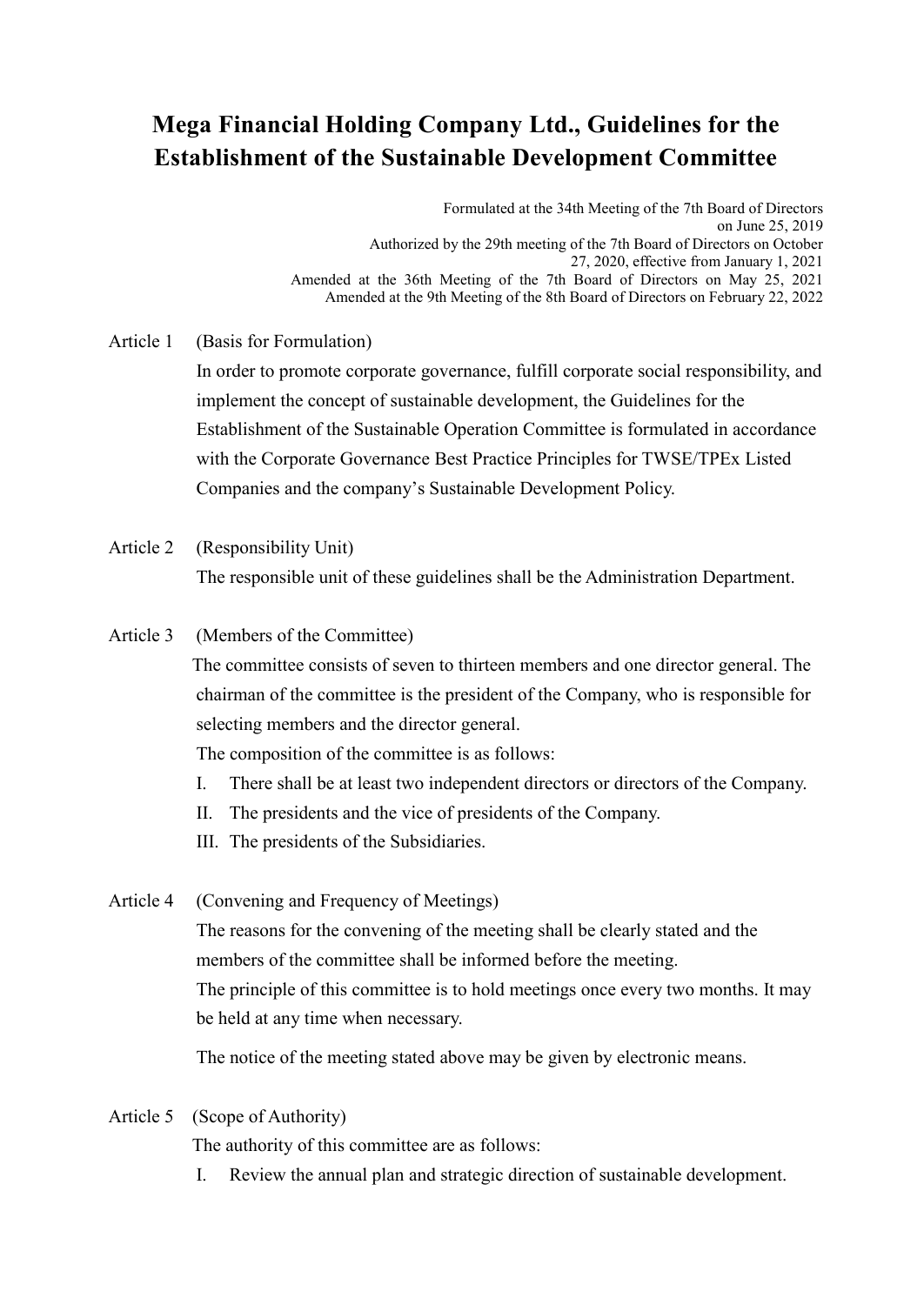# Mega Financial Holding Company Ltd., Guidelines for the Establishment of the Sustainable Development Committee

Formulated at the 34th Meeting of the 7th Board of Directors on June 25, 2019
Authorized by the 29th meeting of the 7th Board of Directors on October 27, 2020, effective from January 1, 2021
Amended at the 36th Meeting of the 7th Board of Directors on May 25, 2021
Amended at the 9th Meeting of the 8th Board of Directors on February 22, 2022

Article 1 (Basis for Formulation)

In order to promote corporate governance, fulfill corporate social responsibility, and implement the concept of sustainable development, the Guidelines for the Establishment of the Sustainable Operation Committee is formulated in accordance with the Corporate Governance Best Practice Principles for TWSE/TPEx Listed Companies and the company's Sustainable Development Policy.

Article 2 (Responsibility Unit)

The responsible unit of these guidelines shall be the Administration Department.

Article 3 (Members of the Committee)

The committee consists of seven to thirteen members and one director general. The chairman of the committee is the president of the Company, who is responsible for selecting members and the director general.

The composition of the committee is as follows:

I. There shall be at least two independent directors or directors of the Company.
II. The presidents and the vice of presidents of the Company.
III. The presidents of the Subsidiaries.

Article 4 (Convening and Frequency of Meetings)

The reasons for the convening of the meeting shall be clearly stated and the members of the committee shall be informed before the meeting.

The principle of this committee is to hold meetings once every two months. It may be held at any time when necessary.

The notice of the meeting stated above may be given by electronic means.

Article 5 (Scope of Authority)

The authority of this committee are as follows:

I. Review the annual plan and strategic direction of sustainable development.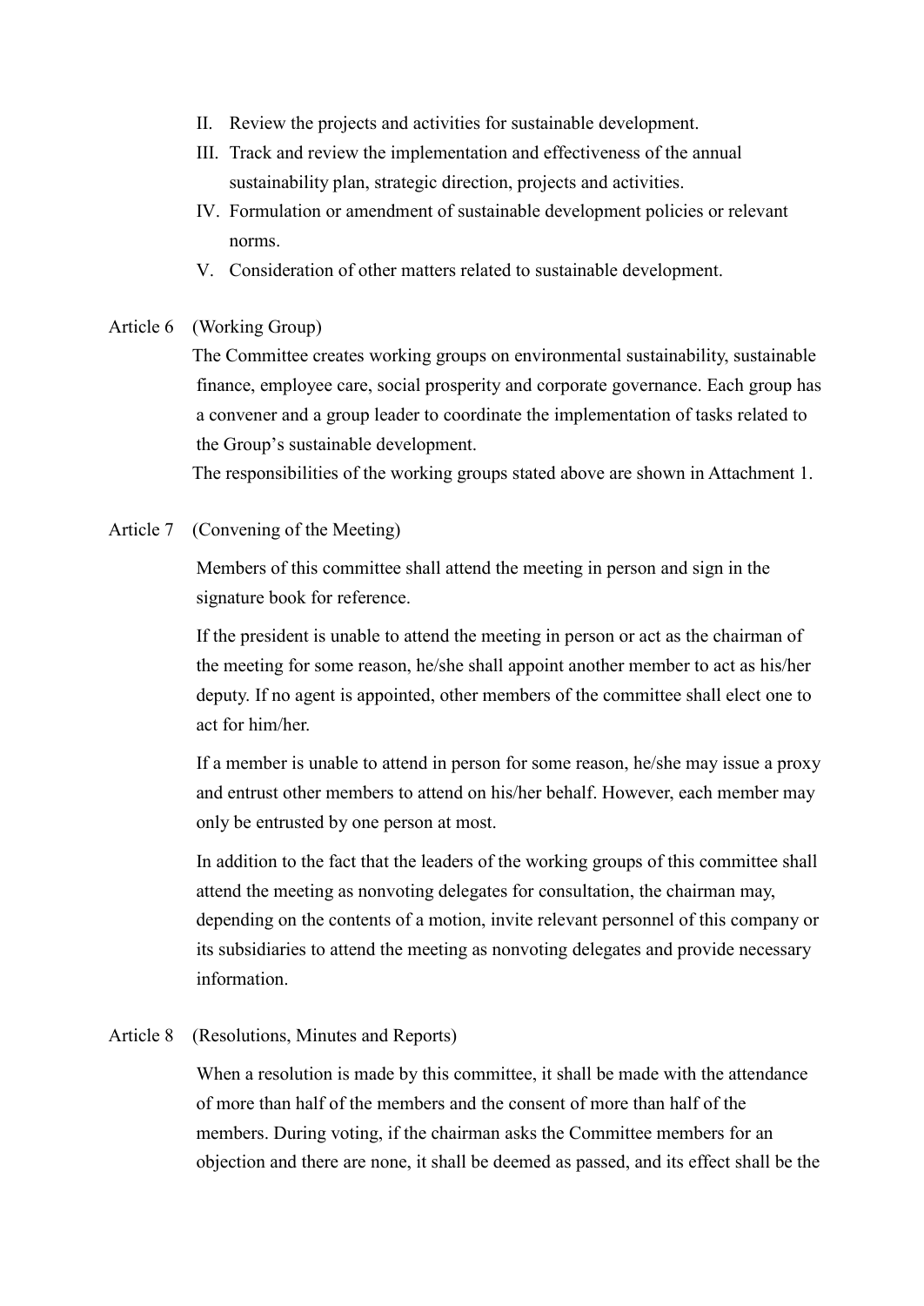II. Review the projects and activities for sustainable development.
III. Track and review the implementation and effectiveness of the annual sustainability plan, strategic direction, projects and activities.
IV. Formulation or amendment of sustainable development policies or relevant norms.
V. Consideration of other matters related to sustainable development.

Article 6 (Working Group)

The Committee creates working groups on environmental sustainability, sustainable finance, employee care, social prosperity and corporate governance. Each group has a convener and a group leader to coordinate the implementation of tasks related to the Group's sustainable development.

The responsibilities of the working groups stated above are shown in Attachment 1.

Article 7 (Convening of the Meeting)

Members of this committee shall attend the meeting in person and sign in the signature book for reference.

If the president is unable to attend the meeting in person or act as the chairman of the meeting for some reason, he/she shall appoint another member to act as his/her deputy. If no agent is appointed, other members of the committee shall elect one to act for him/her.

If a member is unable to attend in person for some reason, he/she may issue a proxy and entrust other members to attend on his/her behalf. However, each member may only be entrusted by one person at most.

In addition to the fact that the leaders of the working groups of this committee shall attend the meeting as nonvoting delegates for consultation, the chairman may, depending on the contents of a motion, invite relevant personnel of this company or its subsidiaries to attend the meeting as nonvoting delegates and provide necessary information.

Article 8 (Resolutions, Minutes and Reports)

When a resolution is made by this committee, it shall be made with the attendance of more than half of the members and the consent of more than half of the members. During voting, if the chairman asks the Committee members for an objection and there are none, it shall be deemed as passed, and its effect shall be the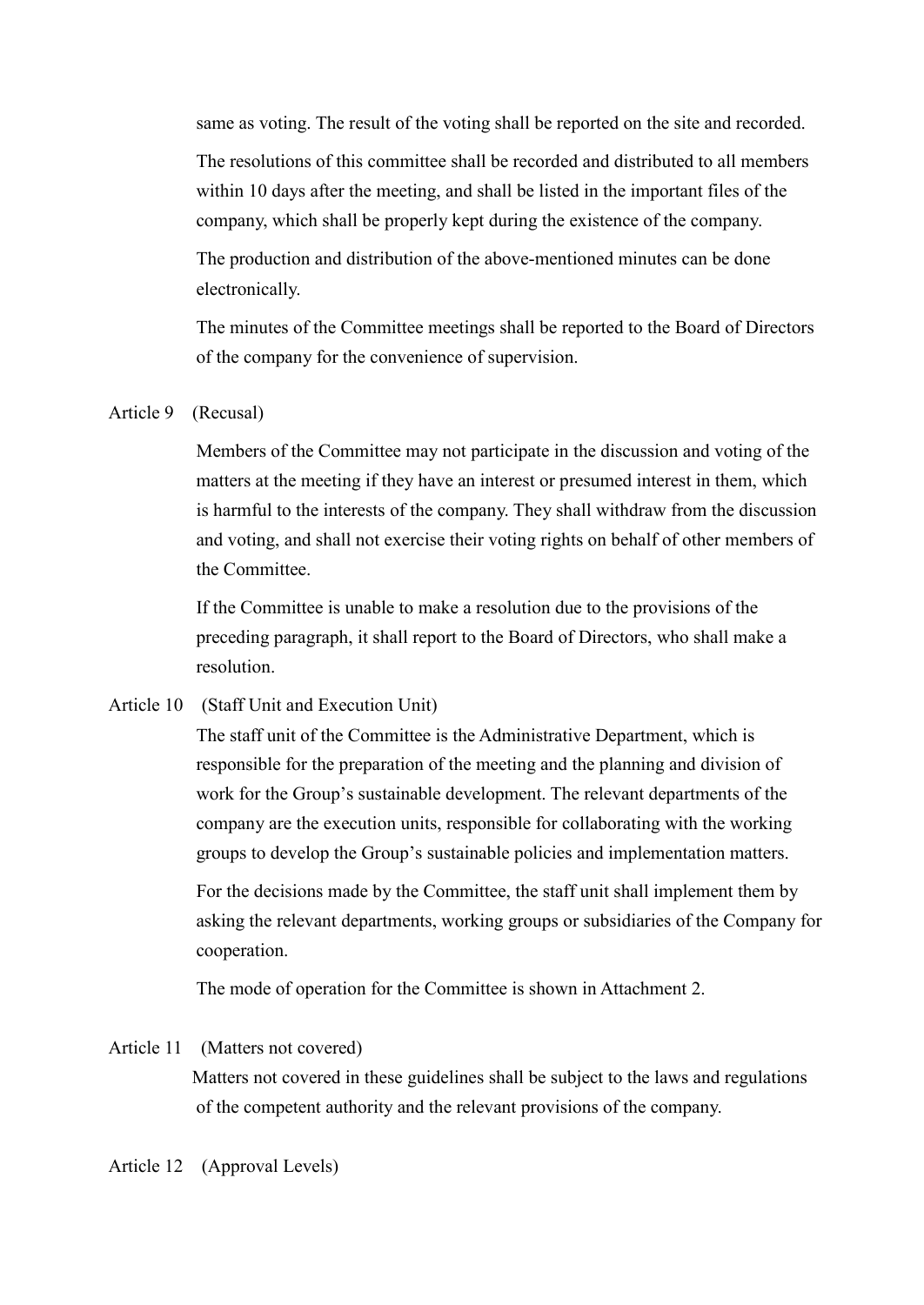same as voting. The result of the voting shall be reported on the site and recorded.

The resolutions of this committee shall be recorded and distributed to all members within 10 days after the meeting, and shall be listed in the important files of the company, which shall be properly kept during the existence of the company.

The production and distribution of the above-mentioned minutes can be done electronically.

The minutes of the Committee meetings shall be reported to the Board of Directors of the company for the convenience of supervision.

Article 9 (Recusal)

Members of the Committee may not participate in the discussion and voting of the matters at the meeting if they have an interest or presumed interest in them, which is harmful to the interests of the company. They shall withdraw from the discussion and voting, and shall not exercise their voting rights on behalf of other members of the Committee.

If the Committee is unable to make a resolution due to the provisions of the preceding paragraph, it shall report to the Board of Directors, who shall make a resolution.

Article 10 (Staff Unit and Execution Unit)

The staff unit of the Committee is the Administrative Department, which is responsible for the preparation of the meeting and the planning and division of work for the Group's sustainable development. The relevant departments of the company are the execution units, responsible for collaborating with the working groups to develop the Group's sustainable policies and implementation matters.

For the decisions made by the Committee, the staff unit shall implement them by asking the relevant departments, working groups or subsidiaries of the Company for cooperation.

The mode of operation for the Committee is shown in Attachment 2.

Article 11 (Matters not covered)

Matters not covered in these guidelines shall be subject to the laws and regulations of the competent authority and the relevant provisions of the company.

Article 12 (Approval Levels)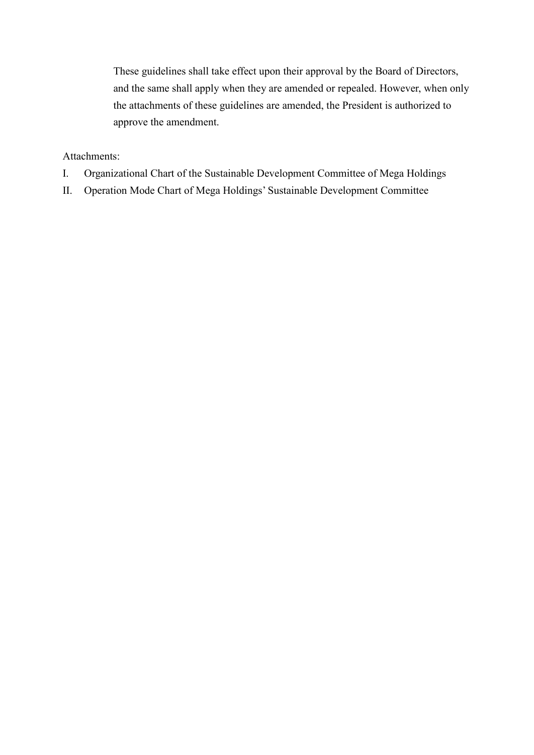These guidelines shall take effect upon their approval by the Board of Directors, and the same shall apply when they are amended or repealed. However, when only the attachments of these guidelines are amended, the President is authorized to approve the amendment.

Attachments:

I. Organizational Chart of the Sustainable Development Committee of Mega Holdings

II. Operation Mode Chart of Mega Holdings' Sustainable Development Committee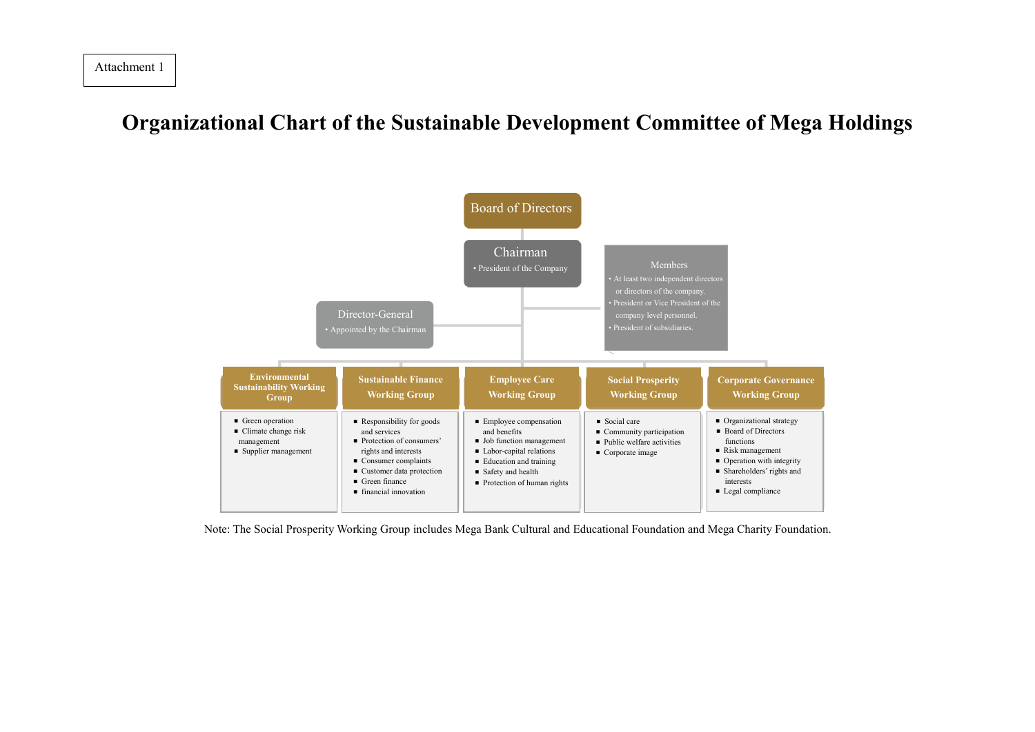Attachment 1

# Organizational Chart of the Sustainable Development Committee of Mega Holdings

**Board of Directors**

**Chairman**
- President of the Company

**Members**
- At least two independent directors or directors of the company.
- President or Vice President of the company level personnel.
- President of subsidiaries.

**Director-General**
- Appointed by the Chairman

**Environmental Sustainability Working Group**
- Green operation
- Climate change risk management
- Supplier management

**Sustainable Finance Working Group**
- Responsibility for goods and services
- Protection of consumers' rights and interests
- Consumer complaints
- Customer data protection
- Green finance
- financial innovation

**Employee Care Working Group**
- Employee compensation and benefits
- Job function management
- Labor-capital relations
- Education and training
- Safety and health
- Protection of human rights

**Social Prosperity Working Group**
- Social care
- Community participation
- Public welfare activities
- Corporate image

**Corporate Governance Working Group**
- Organizational strategy
- Board of Directors functions
- Risk management
- Operation with integrity
- Shareholders' rights and interests
- Legal compliance

Note: The Social Prosperity Working Group includes Mega Bank Cultural and Educational Foundation and Mega Charity Foundation.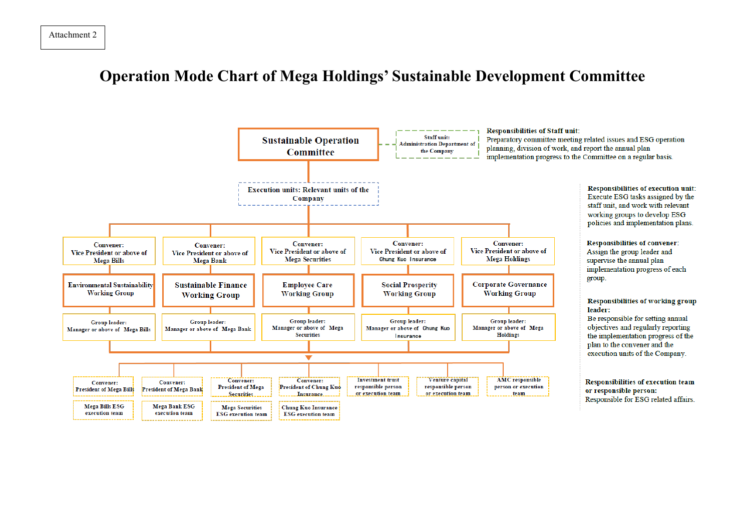Attachment 2

# Operation Mode Chart of Mega Holdings' Sustainable Development Committee

Sustainable Operation Committee

Staff unit: Administration Department of the Company

**Responsibilities of Staff unit:**
Preparatory committee meeting related issues and ESG operation planning, division of work, and report the annual plan implementation progress to the Committee on a regular basis.

Execution units: Relevant units of the Company

Convener: Vice President or above of Mega Bills
Environmental Sustainability Working Group
Group leader: Manager or above of Mega Bills

Convener: Vice President or above of Mega Bank
Sustainable Finance Working Group
Group leader: Manager or above of Mega Bank

Convener: Vice President or above of Mega Securities
Employee Care Working Group
Group leader: Manager or above of Mega Securities

Convener: Vice President or above of Chung Kuo Insurance
Social Prosperity Working Group
Group leader: Manager or above of Chung Kuo Insurance

Convener: Vice President or above of Mega Holdings
Corporate Governance Working Group
Group leader: Manager or above of Mega Holdings

Convener: President of Mega Bills
Mega Bills ESG execution team

Convener: President of Mega Bank
Mega Bank ESG execution team

Convener: President of Mega Securities
Mega Securities ESG execution team

Convener: President of Chung Kuo Insurance
Chung Kuo Insurance ESG execution team

Investment trust responsible person or execution team

Venture capital responsible person or execution team

AMC responsible person or execution team

**Responsibilities of execution unit:**
Execute ESG tasks assigned by the staff unit, and work with relevant working groups to develop ESG policies and implementation plans.

**Responsibilities of convener:**
Assign the group leader and supervise the annual plan implementation progress of each group.

**Responsibilities of working group leader:**
Be responsible for setting annual objectives and regularly reporting the implementation progress of the plan to the convener and the execution units of the Company.

**Responsibilities of execution team or responsible person:**
Responsible for ESG related affairs.